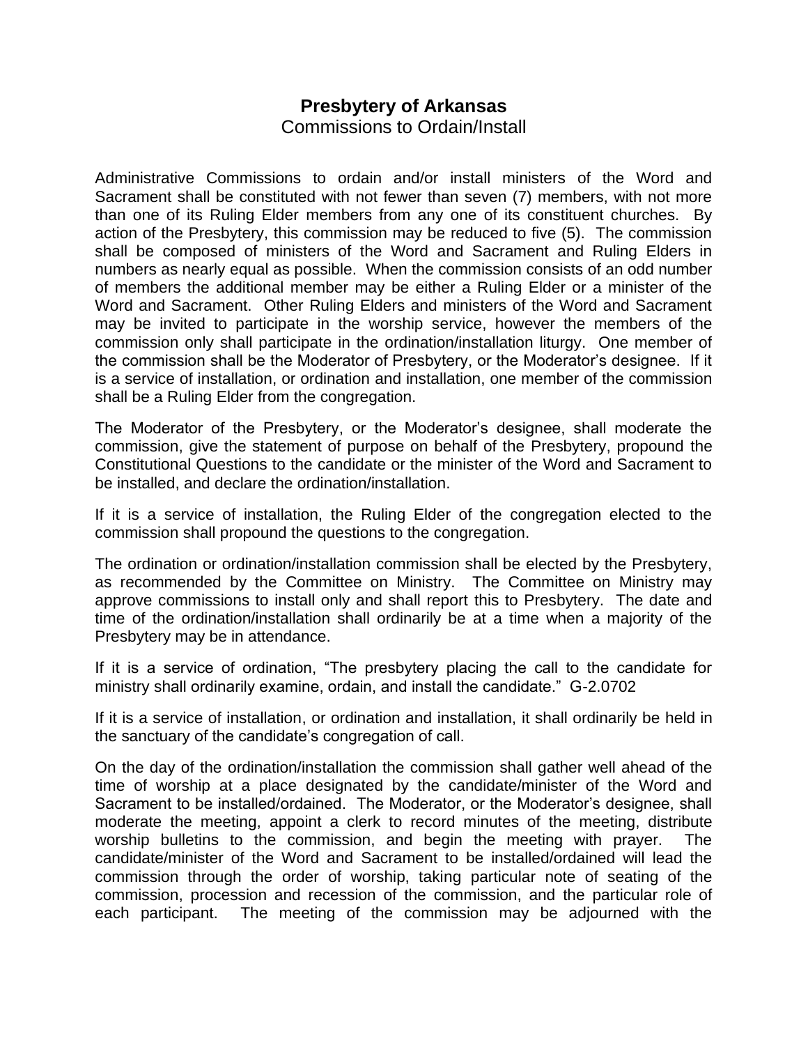# Presbytery of Arkansas

Commissions to Ordain/Install

Administrative Commissions to ordain and/or install ministers of the Word and Sacrament shall be constituted with not fewer than seven (7) members, with not more than one of its Ruling Elder members from any one of its constituent churches. By action of the Presbytery, this commission may be reduced to five (5). The commission shall be composed of ministers of the Word and Sacrament and Ruling Elders in numbers as nearly equal as possible. When the commission consists of an odd number of members the additional member may be either a Ruling Elder or a minister of the Word and Sacrament. Other Ruling Elders and ministers of the Word and Sacrament may be invited to participate in the worship service, however the members of the commission only shall participate in the ordination/installation liturgy. One member of the commission shall be the Moderator of Presbytery, or the Moderator's designee. If it is a service of installation, or ordination and installation, one member of the commission shall be a Ruling Elder from the congregation.

The Moderator of the Presbytery, or the Moderator's designee, shall moderate the commission, give the statement of purpose on behalf of the Presbytery, propound the Constitutional Questions to the candidate or the minister of the Word and Sacrament to be installed, and declare the ordination/installation.

If it is a service of installation, the Ruling Elder of the congregation elected to the commission shall propound the questions to the congregation.

The ordination or ordination/installation commission shall be elected by the Presbytery, as recommended by the Committee on Ministry. The Committee on Ministry may approve commissions to install only and shall report this to Presbytery. The date and time of the ordination/installation shall ordinarily be at a time when a majority of the Presbytery may be in attendance.

If it is a service of ordination, "The presbytery placing the call to the candidate for ministry shall ordinarily examine, ordain, and install the candidate." G-2.0702

If it is a service of installation, or ordination and installation, it shall ordinarily be held in the sanctuary of the candidate's congregation of call.

On the day of the ordination/installation the commission shall gather well ahead of the time of worship at a place designated by the candidate/minister of the Word and Sacrament to be installed/ordained. The Moderator, or the Moderator's designee, shall moderate the meeting, appoint a clerk to record minutes of the meeting, distribute worship bulletins to the commission, and begin the meeting with prayer. The candidate/minister of the Word and Sacrament to be installed/ordained will lead the commission through the order of worship, taking particular note of seating of the commission, procession and recession of the commission, and the particular role of each participant. The meeting of the commission may be adjourned with the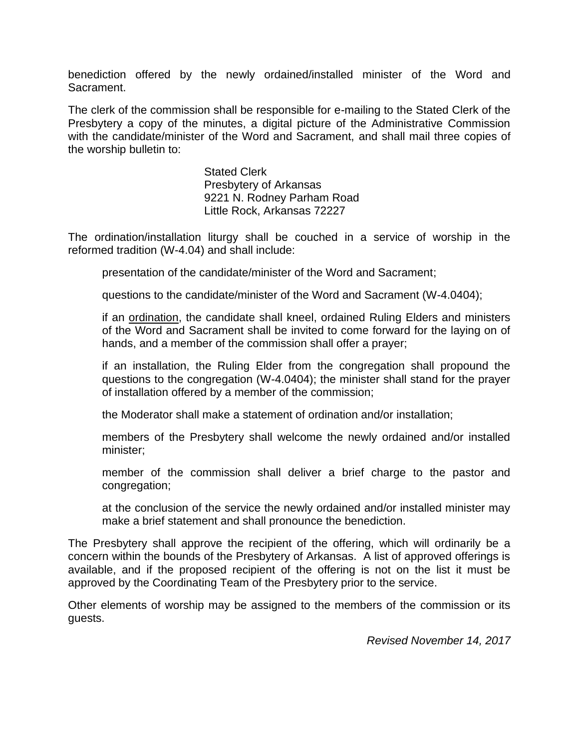benediction offered by the newly ordained/installed minister of the Word and Sacrament.

The clerk of the commission shall be responsible for e-mailing to the Stated Clerk of the Presbytery a copy of the minutes, a digital picture of the Administrative Commission with the candidate/minister of the Word and Sacrament, and shall mail three copies of the worship bulletin to:

> Stated Clerk
> Presbytery of Arkansas
> 9221 N. Rodney Parham Road
> Little Rock, Arkansas 72227

The ordination/installation liturgy shall be couched in a service of worship in the reformed tradition (W-4.04) and shall include:

> presentation of the candidate/minister of the Word and Sacrament;
>
> questions to the candidate/minister of the Word and Sacrament (W-4.0404);
>
> if an <u>ordination</u>, the candidate shall kneel, ordained Ruling Elders and ministers of the Word and Sacrament shall be invited to come forward for the laying on of hands, and a member of the commission shall offer a prayer;
>
> if an installation, the Ruling Elder from the congregation shall propound the questions to the congregation (W-4.0404); the minister shall stand for the prayer of installation offered by a member of the commission;
>
> the Moderator shall make a statement of ordination and/or installation;
>
> members of the Presbytery shall welcome the newly ordained and/or installed minister;
>
> member of the commission shall deliver a brief charge to the pastor and congregation;
>
> at the conclusion of the service the newly ordained and/or installed minister may make a brief statement and shall pronounce the benediction.

The Presbytery shall approve the recipient of the offering, which will ordinarily be a concern within the bounds of the Presbytery of Arkansas. A list of approved offerings is available, and if the proposed recipient of the offering is not on the list it must be approved by the Coordinating Team of the Presbytery prior to the service.

Other elements of worship may be assigned to the members of the commission or its guests.

*Revised November 14, 2017*